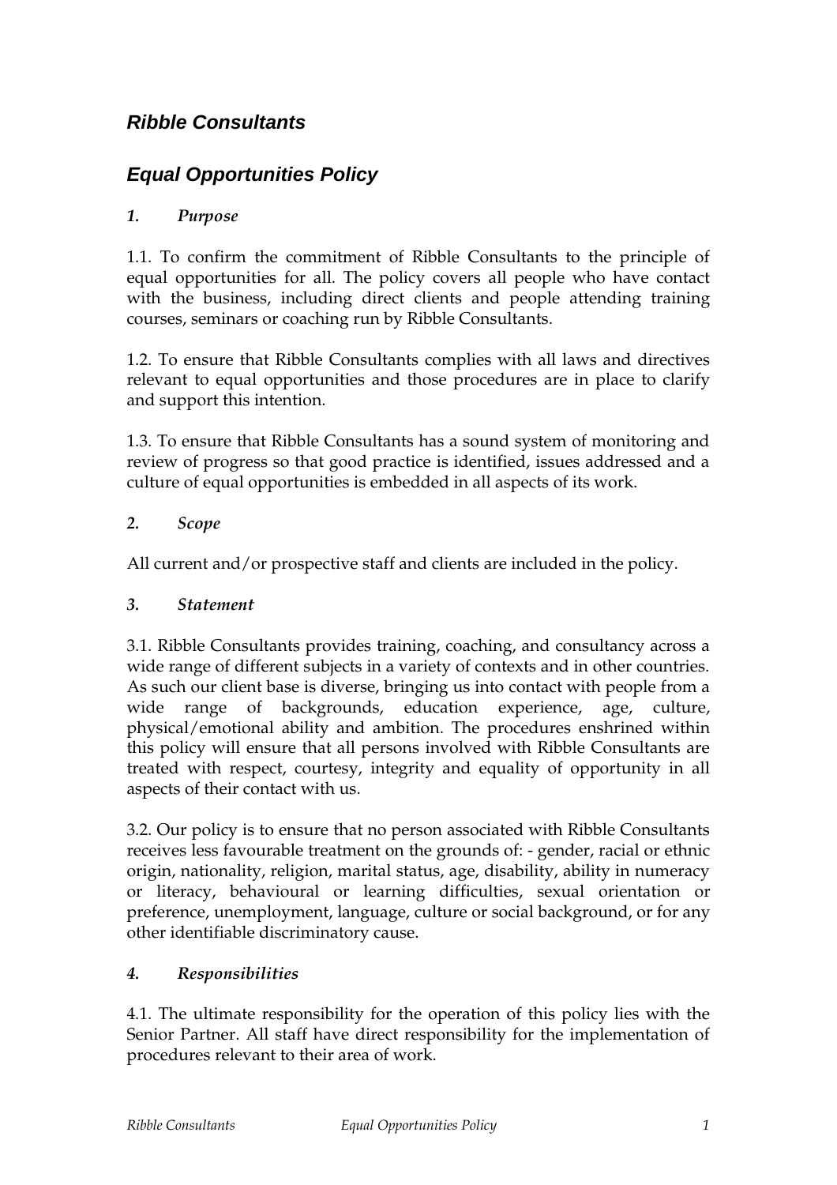# ***Ribble Consultants***

## ***Equal Opportunities Policy***

### *1. Purpose*

1.1. To confirm the commitment of Ribble Consultants to the principle of equal opportunities for all. The policy covers all people who have contact with the business, including direct clients and people attending training courses, seminars or coaching run by Ribble Consultants.

1.2. To ensure that Ribble Consultants complies with all laws and directives relevant to equal opportunities and those procedures are in place to clarify and support this intention.

1.3. To ensure that Ribble Consultants has a sound system of monitoring and review of progress so that good practice is identified, issues addressed and a culture of equal opportunities is embedded in all aspects of its work.

### *2. Scope*

All current and/or prospective staff and clients are included in the policy.

### *3. Statement*

3.1. Ribble Consultants provides training, coaching, and consultancy across a wide range of different subjects in a variety of contexts and in other countries. As such our client base is diverse, bringing us into contact with people from a wide range of backgrounds, education experience, age, culture, physical/emotional ability and ambition. The procedures enshrined within this policy will ensure that all persons involved with Ribble Consultants are treated with respect, courtesy, integrity and equality of opportunity in all aspects of their contact with us.

3.2. Our policy is to ensure that no person associated with Ribble Consultants receives less favourable treatment on the grounds of: - gender, racial or ethnic origin, nationality, religion, marital status, age, disability, ability in numeracy or literacy, behavioural or learning difficulties, sexual orientation or preference, unemployment, language, culture or social background, or for any other identifiable discriminatory cause.

### *4. Responsibilities*

4.1. The ultimate responsibility for the operation of this policy lies with the Senior Partner. All staff have direct responsibility for the implementation of procedures relevant to their area of work.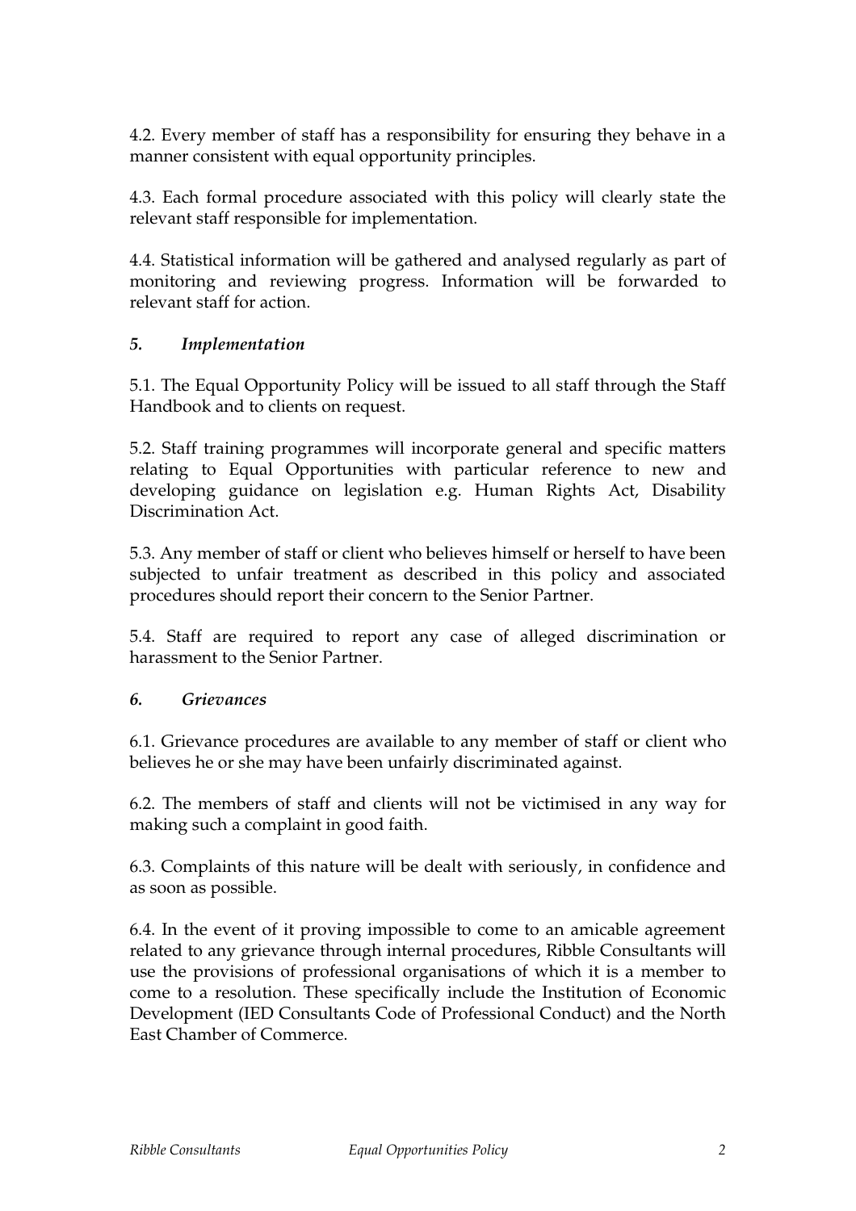4.2. Every member of staff has a responsibility for ensuring they behave in a manner consistent with equal opportunity principles.

4.3. Each formal procedure associated with this policy will clearly state the relevant staff responsible for implementation.

4.4. Statistical information will be gathered and analysed regularly as part of monitoring and reviewing progress. Information will be forwarded to relevant staff for action.

### *5. Implementation*

5.1. The Equal Opportunity Policy will be issued to all staff through the Staff Handbook and to clients on request.

5.2. Staff training programmes will incorporate general and specific matters relating to Equal Opportunities with particular reference to new and developing guidance on legislation e.g. Human Rights Act, Disability Discrimination Act.

5.3. Any member of staff or client who believes himself or herself to have been subjected to unfair treatment as described in this policy and associated procedures should report their concern to the Senior Partner.

5.4. Staff are required to report any case of alleged discrimination or harassment to the Senior Partner.

### *6. Grievances*

6.1. Grievance procedures are available to any member of staff or client who believes he or she may have been unfairly discriminated against.

6.2. The members of staff and clients will not be victimised in any way for making such a complaint in good faith.

6.3. Complaints of this nature will be dealt with seriously, in confidence and as soon as possible.

6.4. In the event of it proving impossible to come to an amicable agreement related to any grievance through internal procedures, Ribble Consultants will use the provisions of professional organisations of which it is a member to come to a resolution. These specifically include the Institution of Economic Development (IED Consultants Code of Professional Conduct) and the North East Chamber of Commerce.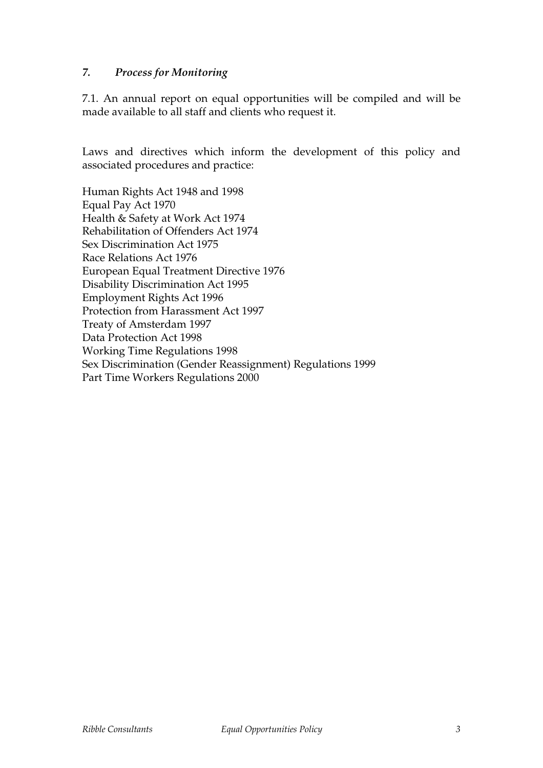## *7. Process for Monitoring*

7.1. An annual report on equal opportunities will be compiled and will be made available to all staff and clients who request it.

Laws and directives which inform the development of this policy and associated procedures and practice:

Human Rights Act 1948 and 1998
Equal Pay Act 1970
Health & Safety at Work Act 1974
Rehabilitation of Offenders Act 1974
Sex Discrimination Act 1975
Race Relations Act 1976
European Equal Treatment Directive 1976
Disability Discrimination Act 1995
Employment Rights Act 1996
Protection from Harassment Act 1997
Treaty of Amsterdam 1997
Data Protection Act 1998
Working Time Regulations 1998
Sex Discrimination (Gender Reassignment) Regulations 1999
Part Time Workers Regulations 2000